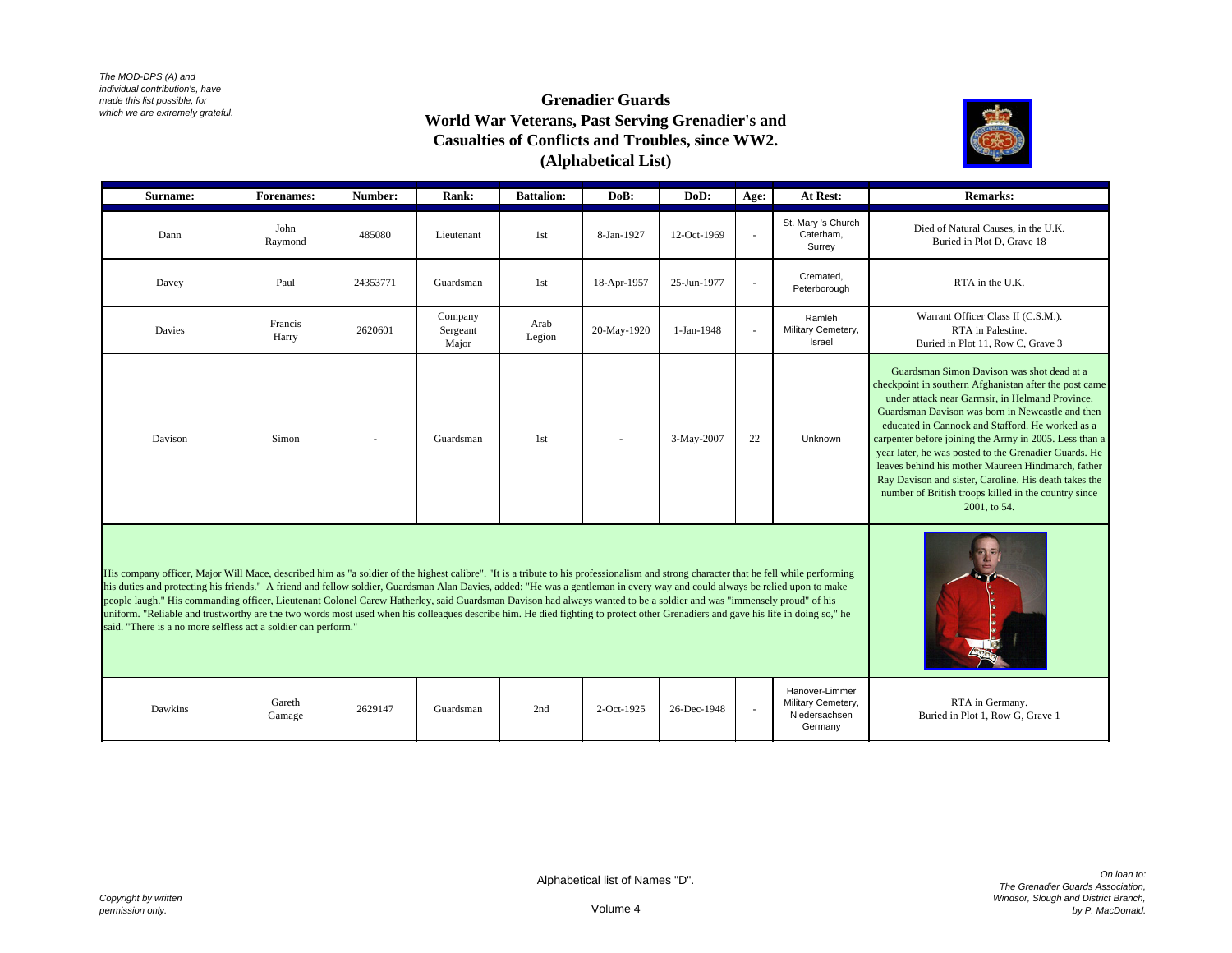*The MOD-DPS (A) and individual contribution's, have made this list possible, for which we are extremely grateful.*

# Grenadier Guards
## World War Veterans, Past Serving Grenadier's and Casualties of Conflicts and Troubles, since WW2.
## (Alphabetical List)

| Surname: | Forenames: | Number: | Rank: | Battalion: | DoB: | DoD: | Age: | At Rest: | Remarks: |
|---|---|---|---|---|---|---|---|---|---|
| Dann | John Raymond | 485080 | Lieutenant | 1st | 8-Jan-1927 | 12-Oct-1969 | - | St. Mary 's Church Caterham, Surrey | Died of Natural Causes, in the U.K. Buried in Plot D, Grave 18 |
| Davey | Paul | 24353771 | Guardsman | 1st | 18-Apr-1957 | 25-Jun-1977 | - | Cremated, Peterborough | RTA in the U.K. |
| Davies | Francis Harry | 2620601 | Company Sergeant Major | Arab Legion | 20-May-1920 | 1-Jan-1948 | - | Ramleh Military Cemetery, Israel | Warrant Officer Class II (C.S.M.). RTA in Palestine. Buried in Plot 11, Row C, Grave 3 |
| Davison | Simon | - | Guardsman | 1st | - | 3-May-2007 | 22 | Unknown | Guardsman Simon Davison was shot dead at a checkpoint in southern Afghanistan after the post came under attack near Garmsir, in Helmand Province. Guardsman Davison was born in Newcastle and then educated in Cannock and Stafford. He worked as a carpenter before joining the Army in 2005. Less than a year later, he was posted to the Grenadier Guards. He leaves behind his mother Maureen Hindmarch, father Ray Davison and sister, Caroline. His death takes the number of British troops killed in the country since 2001, to 54. |
| His company officer, Major Will Mace, described him as "a soldier of the highest calibre". "It is a tribute to his professionalism and strong character that he fell while performing his duties and protecting his friends." A friend and fellow soldier, Guardsman Alan Davies, added: "He was a gentleman in every way and could always be relied upon to make people laugh." His commanding officer, Lieutenant Colonel Carew Hatherley, said Guardsman Davison had always wanted to be a soldier and was "immensely proud" of his uniform. "Reliable and trustworthy are the two words most used when his colleagues describe him. He died fighting to protect other Grenadiers and gave his life in doing so," he said. "There is a no more selfless act a soldier can perform." | | | | | | | | | |
| Dawkins | Gareth Gamage | 2629147 | Guardsman | 2nd | 2-Oct-1925 | 26-Dec-1948 | - | Hanover-Limmer Military Cemetery, Niedersachsen Germany | RTA in Germany. Buried in Plot 1, Row G, Grave 1 |

Alphabetical list of Names "D".

Volume 4

*Copyright by written permission only.*

*On loan to: The Grenadier Guards Association, Windsor, Slough and District Branch, by P. MacDonald.*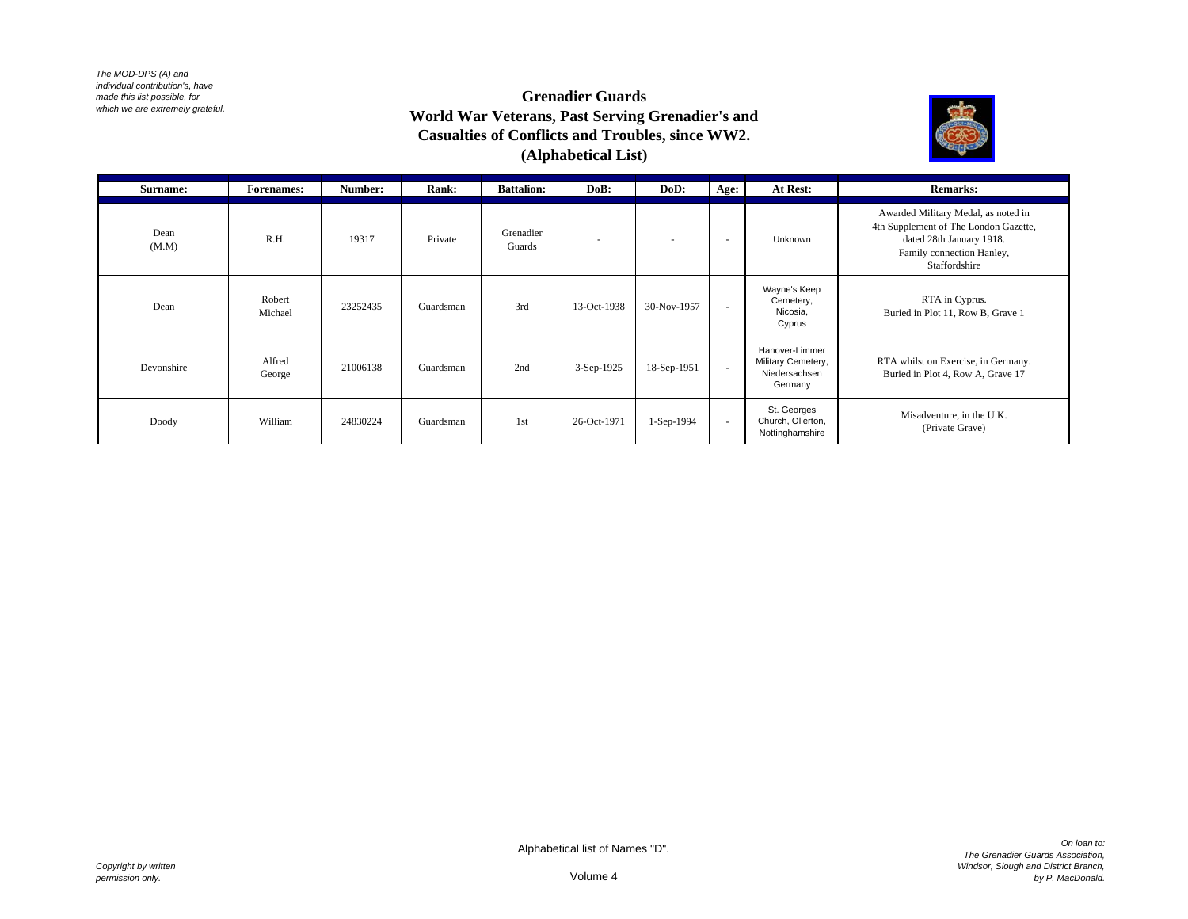*The MOD-DPS (A) and individual contribution's, have made this list possible, for which we are extremely grateful.*

# Grenadier Guards
## World War Veterans, Past Serving Grenadier's and Casualties of Conflicts and Troubles, since WW2.
## (Alphabetical List)

| Surname: | Forenames: | Number: | Rank: | Battalion: | DoB: | DoD: | Age: | At Rest: | Remarks: |
|---|---|---|---|---|---|---|---|---|---|
| Dean (M.M) | R.H. | 19317 | Private | Grenadier Guards | - | - | - | Unknown | Awarded Military Medal, as noted in 4th Supplement of The London Gazette, dated 28th January 1918. Family connection Hanley, Staffordshire |
| Dean | Robert Michael | 23252435 | Guardsman | 3rd | 13-Oct-1938 | 30-Nov-1957 | - | Wayne's Keep Cemetery, Nicosia, Cyprus | RTA in Cyprus. Buried in Plot 11, Row B, Grave 1 |
| Devonshire | Alfred George | 21006138 | Guardsman | 2nd | 3-Sep-1925 | 18-Sep-1951 | - | Hanover-Limmer Military Cemetery, Niedersachsen Germany | RTA whilst on Exercise, in Germany. Buried in Plot 4, Row A, Grave 17 |
| Doody | William | 24830224 | Guardsman | 1st | 26-Oct-1971 | 1-Sep-1994 | - | St. Georges Church, Ollerton, Nottinghamshire | Misadventure, in the U.K. (Private Grave) |

Alphabetical list of Names "D".

Volume 4

*Copyright by written permission only.*

*On loan to: The Grenadier Guards Association, Windsor, Slough and District Branch, by P. MacDonald.*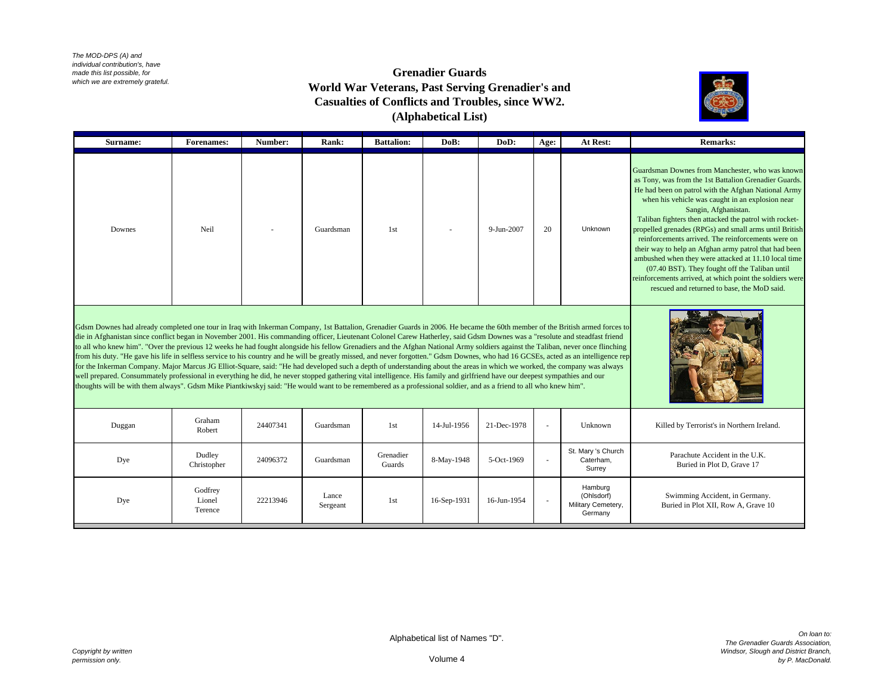*The MOD-DPS (A) and individual contribution's, have made this list possible, for which we are extremely grateful.*

# Grenadier Guards
## World War Veterans, Past Serving Grenadier's and Casualties of Conflicts and Troubles, since WW2.
## (Alphabetical List)

| Surname: | Forenames: | Number: | Rank: | Battalion: | DoB: | DoD: | Age: | At Rest: | Remarks: |
|---|---|---|---|---|---|---|---|---|---|
| Downes | Neil | - | Guardsman | 1st | - | 9-Jun-2007 | 20 | Unknown | Guardsman Downes from Manchester, who was known as Tony, was from the 1st Battalion Grenadier Guards. He had been on patrol with the Afghan National Army when his vehicle was caught in an explosion near Sangin, Afghanistan. Taliban fighters then attacked the patrol with rocket-propelled grenades (RPGs) and small arms until British reinforcements arrived. The reinforcements were on their way to help an Afghan army patrol that had been ambushed when they were attacked at 11.10 local time (07.40 BST). They fought off the Taliban until reinforcements arrived, at which point the soldiers were rescued and returned to base, the MoD said. |
| Gdsm Downes had already completed one tour in Iraq with Inkerman Company, 1st Battalion, Grenadier Guards in 2006. He became the 60th member of the British armed forces to die in Afghanistan since conflict began in November 2001. His commanding officer, Lieutenant Colonel Carew Hatherley, said Gdsm Downes was a "resolute and steadfast friend to all who knew him". "Over the previous 12 weeks he had fought alongside his fellow Grenadiers and the Afghan National Army soldiers against the Taliban, never once flinching from his duty. "He gave his life in selfless service to his country and he will be greatly missed, and never forgotten." Gdsm Downes, who had 16 GCSEs, acted as an intelligence rep for the Inkerman Company. Major Marcus JG Elliot-Square, said: "He had developed such a depth of understanding about the areas in which we worked, the company was always well prepared. Consummately professional in everything he did, he never stopped gathering vital intelligence. His family and girlfriend have our deepest sympathies and our thoughts will be with them always". Gdsm Mike Piantkiwskyj said: "He would want to be remembered as a professional soldier, and as a friend to all who knew him". | | | | | | | | | |
| Duggan | Graham Robert | 24407341 | Guardsman | 1st | 14-Jul-1956 | 21-Dec-1978 | - | Unknown | Killed by Terrorist's in Northern Ireland. |
| Dye | Dudley Christopher | 24096372 | Guardsman | Grenadier Guards | 8-May-1948 | 5-Oct-1969 | - | St. Mary 's Church Caterham, Surrey | Parachute Accident in the U.K. Buried in Plot D, Grave 17 |
| Dye | Godfrey Lionel Terence | 22213946 | Lance Sergeant | 1st | 16-Sep-1931 | 16-Jun-1954 | - | Hamburg (Ohlsdorf) Military Cemetery, Germany | Swimming Accident, in Germany. Buried in Plot XII, Row A, Grave 10 |

Alphabetical list of Names "D".

Volume 4

*Copyright by written permission only.*

*On loan to: The Grenadier Guards Association, Windsor, Slough and District Branch, by P. MacDonald.*